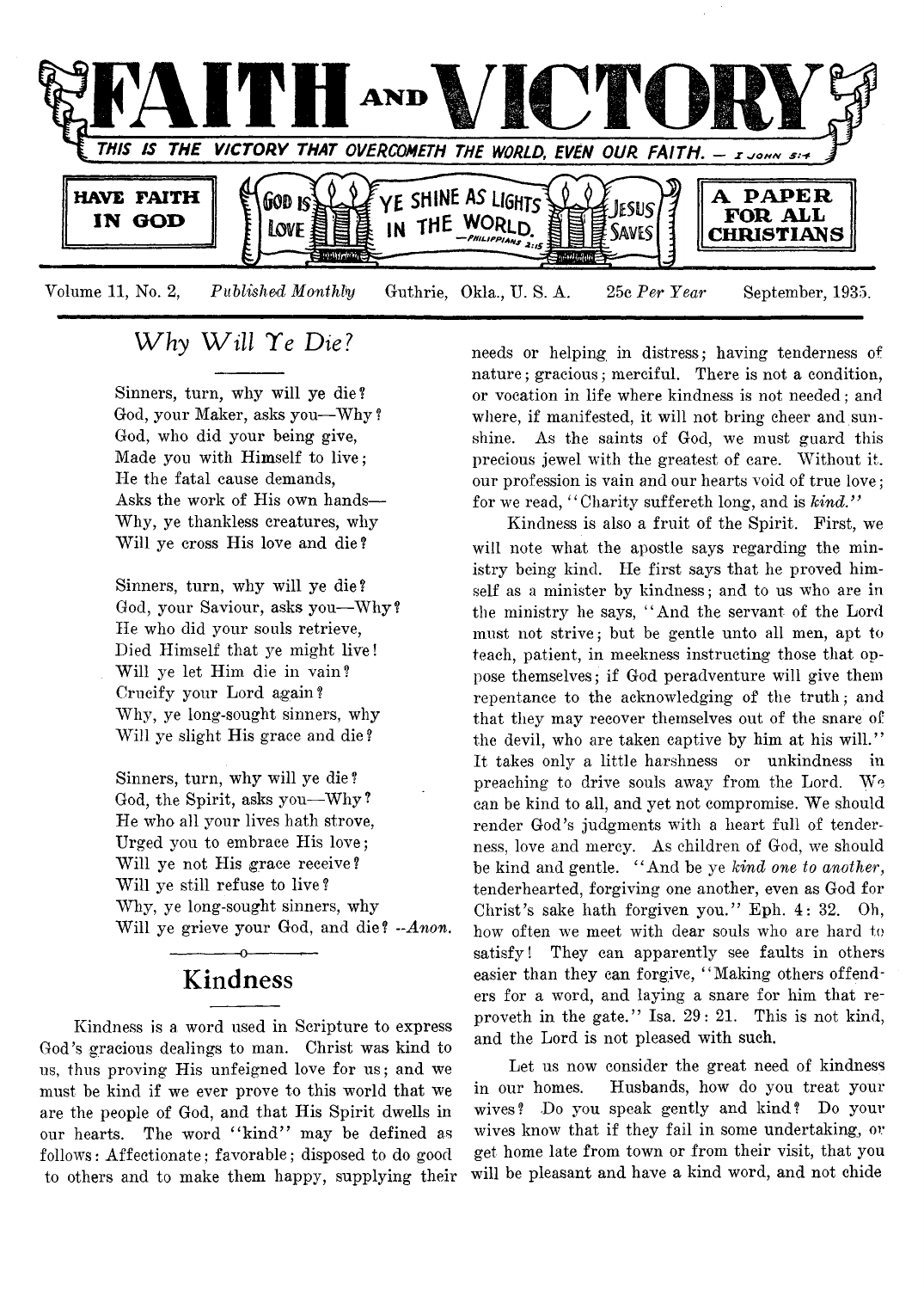# FAITH AND VICTORY

THIS IS THE VICTORY THAT OVERCOMETH THE WORLD, EVEN OUR FAITH. — I JOHN 5:4

HAVE FAITH IN GOD | GOD IS LOVE | YE SHINE AS LIGHTS IN THE WORLD. —PHILIPPIANS 2:15 | JESUS SAVES | A PAPER FOR ALL CHRISTIANS

Volume 11, No. 2, *Published Monthly* Guthrie, Okla., U. S. A. 25c *Per Year* September, 1935.

## *Why Will Ye Die?*

Sinners, turn, why will ye die?
God, your Maker, asks you—Why?
God, who did your being give,
Made you with Himself to live;
He the fatal cause demands,
Asks the work of His own hands—
Why, ye thankless creatures, why
Will ye cross His love and die?

Sinners, turn, why will ye die?
God, your Saviour, asks you—Why?
He who did your souls retrieve,
Died Himself that ye might live!
Will ye let Him die in vain?
Crucify your Lord again?
Why, ye long-sought sinners, why
Will ye slight His grace and die?

Sinners, turn, why will ye die?
God, the Spirit, asks you—Why?
He who all your lives hath strove,
Urged you to embrace His love;
Will ye not His grace receive?
Will ye still refuse to live?
Why, ye long-sought sinners, why
Will ye grieve your God, and die? *--Anon.*

## Kindness

Kindness is a word used in Scripture to express God's gracious dealings to man. Christ was kind to us, thus proving His unfeigned love for us; and we must be kind if we ever prove to this world that we are the people of God, and that His Spirit dwells in our hearts. The word "kind" may be defined as follows: Affectionate; favorable; disposed to do good to others and to make them happy, supplying their needs or helping in distress; having tenderness of nature; gracious; merciful. There is not a condition, or vocation in life where kindness is not needed; and where, if manifested, it will not bring cheer and sunshine. As the saints of God, we must guard this precious jewel with the greatest of care. Without it. our profession is vain and our hearts void of true love; for we read, "Charity suffereth long, and is *kind.*"

Kindness is also a fruit of the Spirit. First, we will note what the apostle says regarding the ministry being kind. He first says that he proved himself as a minister by kindness; and to us who are in the ministry he says, "And the servant of the Lord must not strive; but be gentle unto all men, apt to teach, patient, in meekness instructing those that oppose themselves; if God peradventure will give them repentance to the acknowledging of the truth; and that they may recover themselves out of the snare of the devil, who are taken captive by him at his will." It takes only a little harshness or unkindness in preaching to drive souls away from the Lord. We can be kind to all, and yet not compromise. We should render God's judgments with a heart full of tenderness, love and mercy. As children of God, we should be kind and gentle. "And be ye *kind one to another,* tenderhearted, forgiving one another, even as God for Christ's sake hath forgiven you." Eph. 4: 32. Oh, how often we meet with dear souls who are hard to satisfy! They can apparently see faults in others easier than they can forgive, "Making others offenders for a word, and laying a snare for him that reproveth in the gate." Isa. 29: 21. This is not kind, and the Lord is not pleased with such.

Let us now consider the great need of kindness in our homes. Husbands, how do you treat your wives? Do you speak gently and kind? Do your wives know that if they fail in some undertaking, or get home late from town or from their visit, that you will be pleasant and have a kind word, and not chide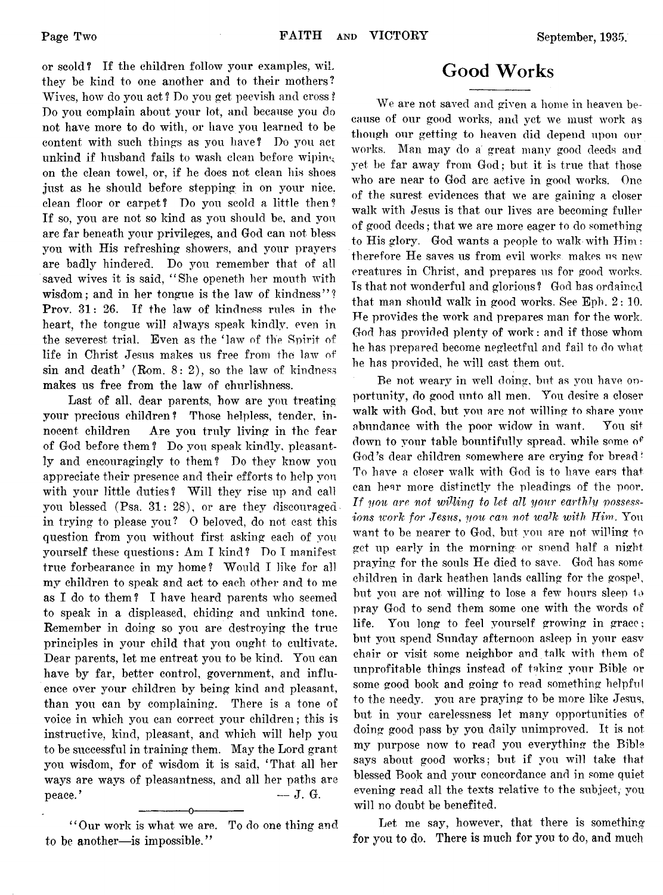or scold? If the children follow your examples, will they be kind to one another and to their mothers? Wives, how do you act? Do you get peevish and cross? Do you complain about your lot, and because you do not have more to do with, or have you learned to be content with such things as you have? Do you act unkind if husband fails to wash clean before wiping on the clean towel, or, if he does not clean his shoes just as he should before stepping in on your nice, clean floor or carpet? Do you scold a little then? If so, you are not so kind as you should be, and you are far beneath your privileges, and God can not bless you with His refreshing showers, and your prayers are badly hindered. Do you remember that of all saved wives it is said, "She openeth her mouth with wisdom; and in her tongue is the law of kindness"? Prov. 31: 26. If the law of kindness rules in the heart, the tongue will always speak kindly, even in the severest trial. Even as the 'law of the Spirit of life in Christ Jesus makes us free from the law of sin and death' (Rom. 8: 2), so the law of kindness makes us free from the law of churlishness.

Last of all, dear parents, how are you treating your precious children? Those helpless, tender, innocent children Are you truly living in the fear of God before them? Do you speak kindly, pleasantly and encouragingly to them? Do they know you appreciate their presence and their efforts to help you with your little duties? Will they rise up and call you blessed (Psa. 31: 28), or are they discouraged in trying to please you? O beloved, do not cast this question from you without first asking each of you yourself these questions: Am I kind? Do I manifest true forbearance in my home? Would I like for all my children to speak and act to each other and to me as I do to them? I have heard parents who seemed to speak in a displeased, chiding and unkind tone. Remember in doing so you are destroying the true principles in your child that you ought to cultivate. Dear parents, let me entreat you to be kind. You can have by far, better control, government, and influence over your children by being kind and pleasant, than you can by complaining. There is a tone of voice in which you can correct your children; this is instructive, kind, pleasant, and which will help you to be successful in training them. May the Lord grant you wisdom, for of wisdom it is said, 'That all her ways are ways of pleasantness, and all her paths are peace.' — J. G.

"Our work is what we are. To do one thing and to be another—is impossible."

# Good Works

We are not saved and given a home in heaven because of our good works, and yet we must work as though our getting to heaven did depend upon our works. Man may do a great many good deeds and yet be far away from God; but it is true that those who are near to God are active in good works. One of the surest evidences that we are gaining a closer walk with Jesus is that our lives are becoming fuller of good deeds; that we are more eager to do something to His glory. God wants a people to walk with Him: therefore He saves us from evil works makes us new creatures in Christ, and prepares us for good works. Is that not wonderful and glorious? God has ordained that man should walk in good works. See Eph. 2: 10. He provides the work and prepares man for the work. God has provided plenty of work: and if those whom he has prepared become neglectful and fail to do what he has provided, he will cast them out.

Be not weary in well doing, but as you have opportunity, do good unto all men. You desire a closer walk with God, but you are not willing to share your abundance with the poor widow in want. You sit down to your table bountifully spread, while some of God's dear children somewhere are crying for bread! To have a closer walk with God is to have ears that can hear more distinctly the pleadings of the poor. *If you are not willing to let all your earthly possessions work for Jesus, you can not walk with Him.* You want to be nearer to God, but you are not willing to get up early in the morning or spend half a night praying for the souls He died to save. God has some children in dark heathen lands calling for the gospel, but you are not willing to lose a few hours sleep to pray God to send them some one with the words of life. You long to feel yourself growing in grace; but you spend Sunday afternoon asleep in your easy chair or visit some neighbor and talk with them of unprofitable things instead of taking your Bible or some good book and going to read something helpful to the needy. you are praying to be more like Jesus, but in your carelessness let many opportunities of doing good pass by you daily unimproved. It is not my purpose now to read you everything the Bible says about good works; but if you will take that blessed Book and your concordance and in some quiet evening read all the texts relative to the subject, you will no doubt be benefited.

Let me say, however, that there is something for you to do. There is much for you to do, and much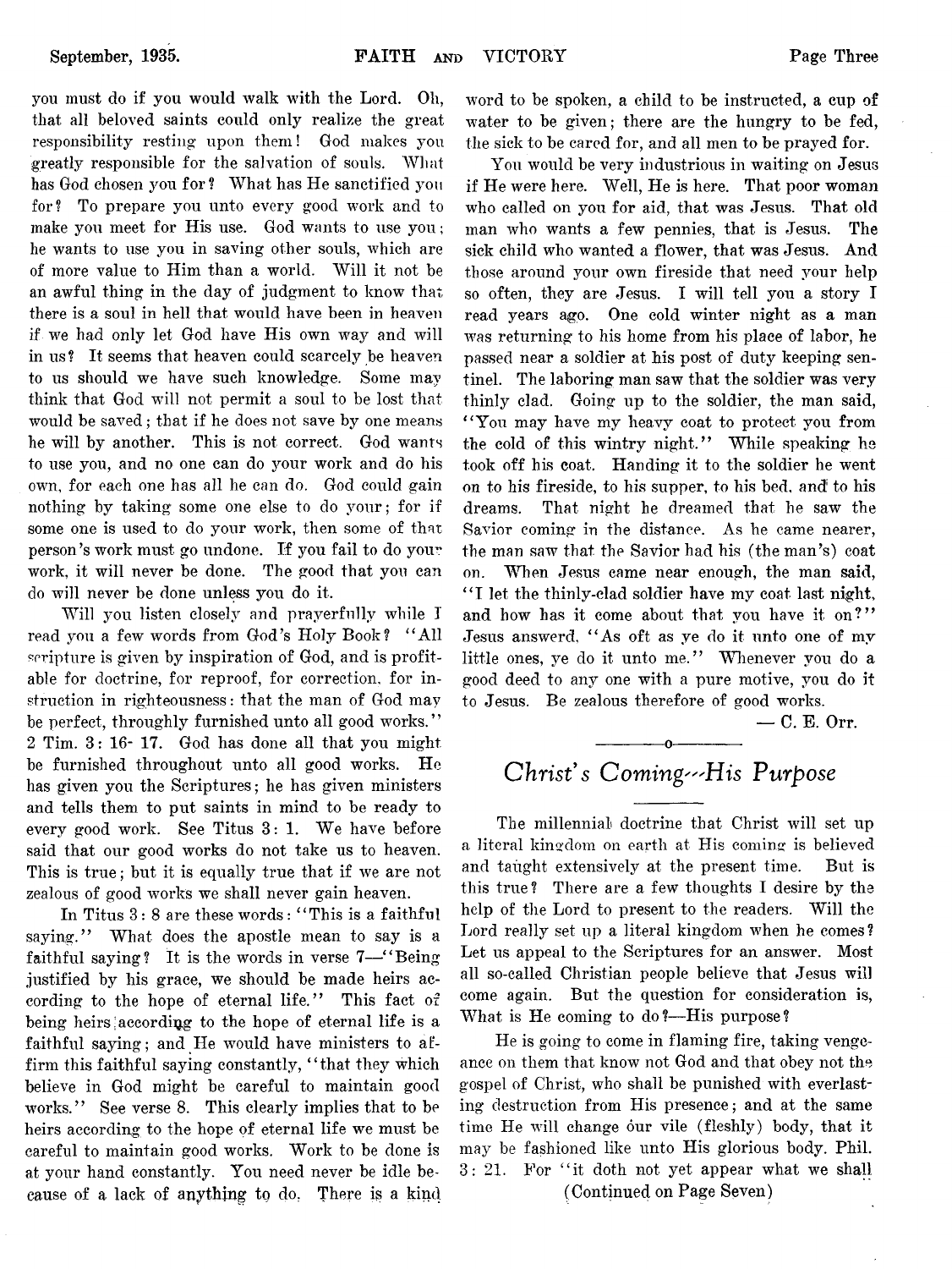you must do if you would walk with the Lord. Oh, that all beloved saints could only realize the great responsibility resting upon them! God makes you greatly responsible for the salvation of souls. What has God chosen you for? What has He sanctified you for? To prepare you unto every good work and to make you meet for His use. God wants to use you; he wants to use you in saving other souls, which are of more value to Him than a world. Will it not be an awful thing in the day of judgment to know that there is a soul in hell that would have been in heaven if we had only let God have His own way and will in us? It seems that heaven could scarcely be heaven to us should we have such knowledge. Some may think that God will not permit a soul to be lost that would be saved; that if he does not save by one means he will by another. This is not correct. God wants to use you, and no one can do your work and do his own, for each one has all he can do. God could gain nothing by taking some one else to do your; for if some one is used to do your work, then some of that person's work must go undone. If you fail to do your work, it will never be done. The good that you can do will never be done unless you do it.

Will you listen closely and prayerfully while I read you a few words from God's Holy Book? "All scripture is given by inspiration of God, and is profitable for doctrine, for reproof, for correction, for instruction in righteousness: that the man of God may be perfect, throughly furnished unto all good works." 2 Tim. 3: 16- 17. God has done all that you might be furnished throughout unto all good works. He has given you the Scriptures; he has given ministers and tells them to put saints in mind to be ready to every good work. See Titus 3: 1. We have before said that our good works do not take us to heaven. This is true; but it is equally true that if we are not zealous of good works we shall never gain heaven.

In Titus 3: 8 are these words: "This is a faithful saying." What does the apostle mean to say is a faithful saying? It is the words in verse 7—"Being justified by his grace, we should be made heirs according to the hope of eternal life." This fact of being heirs according to the hope of eternal life is a faithful saying; and He would have ministers to affirm this faithful saying constantly, "that they which believe in God might be careful to maintain good works." See verse 8. This clearly implies that to be heirs according to the hope of eternal life we must be careful to maintain good works. Work to be done is at your hand constantly. You need never be idle because of a lack of anything to do. There is a kind word to be spoken, a child to be instructed, a cup of water to be given; there are the hungry to be fed, the sick to be cared for, and all men to be prayed for.

You would be very industrious in waiting on Jesus if He were here. Well, He is here. That poor woman who called on you for aid, that was Jesus. That old man who wants a few pennies, that is Jesus. The sick child who wanted a flower, that was Jesus. And those around your own fireside that need your help so often, they are Jesus. I will tell you a story I read years ago. One cold winter night as a man was returning to his home from his place of labor, he passed near a soldier at his post of duty keeping sentinel. The laboring man saw that the soldier was very thinly clad. Going up to the soldier, the man said, "You may have my heavy coat to protect you from the cold of this wintry night." While speaking he took off his coat. Handing it to the soldier he went on to his fireside, to his supper, to his bed, and to his dreams. That night he dreamed that he saw the Savior coming in the distance. As he came nearer, the man saw that the Savior had his (the man's) coat on. When Jesus came near enough, the man said, "I let the thinly-clad soldier have my coat last night, and how has it come about that you have it on?" Jesus answerd, "As oft as ye do it unto one of my little ones, ye do it unto me." Whenever you do a good deed to any one with a pure motive, you do it to Jesus. Be zealous therefore of good works.

— C. E. Orr.

## *Christ's Coming—His Purpose*

The millennial doctrine that Christ will set up a literal kingdom on earth at His coming is believed and taught extensively at the present time. But is this true? There are a few thoughts I desire by the help of the Lord to present to the readers. Will the Lord really set up a literal kingdom when he comes? Let us appeal to the Scriptures for an answer. Most all so-called Christian people believe that Jesus will come again. But the question for consideration is, What is He coming to do?—His purpose?

He is going to come in flaming fire, taking vengeance on them that know not God and that obey not the gospel of Christ, who shall be punished with everlasting destruction from His presence; and at the same time He will change our vile (fleshly) body, that it may be fashioned like unto His glorious body. Phil. 3: 21. For "it doth not yet appear what we shall

(Continued on Page Seven)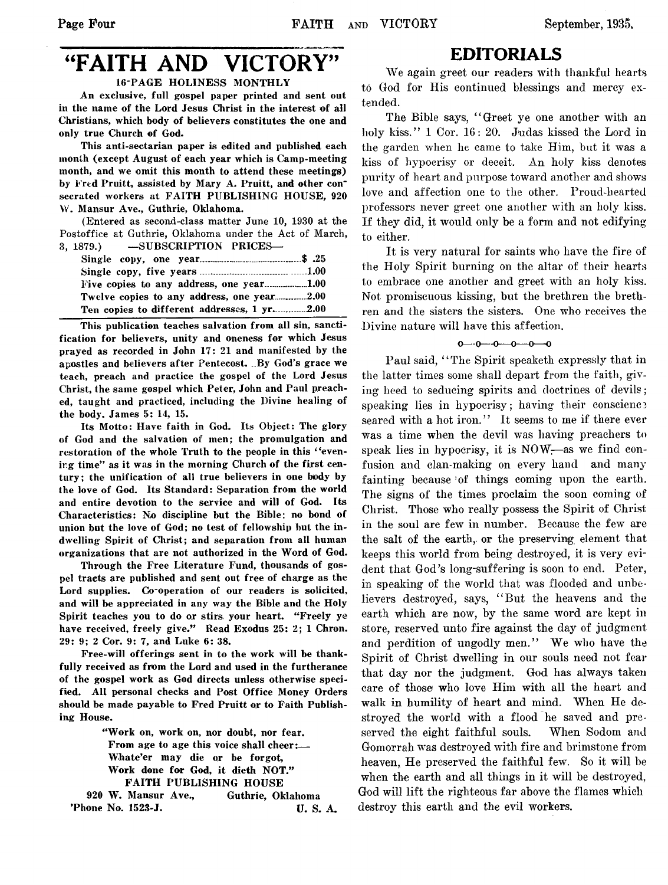# "FAITH AND VICTORY"

### 16-PAGE HOLINESS MONTHLY

**An exclusive, full gospel paper printed and sent out in the name of the Lord Jesus Christ in the interest of all Christians, which body of believers constitutes the one and only true Church of God.**

**This anti-sectarian paper is edited and published each month (except August of each year which is Camp-meeting month, and we omit this month to attend these meetings) by Fred Pruitt, assisted by Mary A. Pruitt, and other consecrated workers at FAITH PUBLISHING HOUSE, 920 W. Mansur Ave., Guthrie, Oklahoma.**

(Entered as second-class matter June 10, 1930 at the Postoffice at Guthrie, Oklahoma under the Act of March, 3, 1879.) —SUBSCRIPTION PRICES—

| | |
|---|---|
| Single copy, one year | $ .25 |
| Single copy, five years | 1.00 |
| Five copies to any address, one year | 1.00 |
| Twelve copies to any address, one year | 2.00 |
| Ten copies to different addresses, 1 yr. | 2.00 |

**This publication teaches salvation from all sin, sanctification for believers, unity and oneness for which Jesus prayed as recorded in John 17: 21 and manifested by the apostles and believers after Pentecost. By God's grace we teach, preach and practice the gospel of the Lord Jesus Christ, the same gospel which Peter, John and Paul preached, taught and practiced, including the Divine healing of the body. James 5: 14, 15.**

**Its Motto: Have faith in God. Its Object: The glory of God and the salvation of men; the promulgation and restoration of the whole Truth to the people in this "evening time" as it was in the morning Church of the first century; the unification of all true believers in one body by the love of God. Its Standard: Separation from the world and entire devotion to the service and will of God. Its Characteristics: No discipline but the Bible; no bond of union but the love of God; no test of fellowship but the indwelling Spirit of Christ; and separation from all human organizations that are not authorized in the Word of God.**

**Through the Free Literature Fund, thousands of gospel tracts are published and sent out free of charge as the Lord supplies. Co-operation of our readers is solicited, and will be appreciated in any way the Bible and the Holy Spirit teaches you to do or stirs your heart. "Freely ye have received, freely give." Read Exodus 25: 2; 1 Chron. 29: 9; 2 Cor. 9: 7, and Luke 6: 38.**

**Free-will offerings sent in to the work will be thankfully received as from the Lord and used in the furtherance of the gospel work as God directs unless otherwise specified. All personal checks and Post Office Money Orders should be made payable to Fred Pruitt or to Faith Publishing House.**

**"Work on, work on, nor doubt, nor fear.**
**From age to age this voice shall cheer:—**
**Whate'er may die or be forgot,**
**Work done for God, it dieth NOT."**

**FAITH PUBLISHING HOUSE**
**920 W. Mansur Ave., Guthrie, Oklahoma**
**'Phone No. 1523-J. U. S. A.**

# EDITORIALS

We again greet our readers with thankful hearts to God for His continued blessings and mercy extended.

The Bible says, "Greet ye one another with an holy kiss." 1 Cor. 16: 20. Judas kissed the Lord in the garden when he came to take Him, but it was a kiss of hypocrisy or deceit. An holy kiss denotes purity of heart and purpose toward another and shows love and affection one to the other. Proud-hearted professors never greet one another with an holy kiss. If they did, it would only be a form and not edifying to either.

It is very natural for saints who have the fire of the Holy Spirit burning on the altar of their hearts to embrace one another and greet with an holy kiss. Not promiscuous kissing, but the brethren the brethren and the sisters the sisters. One who receives the Divine nature will have this affection.

o—o—o—o—o—o

Paul said, "The Spirit speaketh expressly that in the latter times some shall depart from the faith, giving heed to seducing spirits and doctrines of devils; speaking lies in hypocrisy; having their conscience seared with a hot iron." It seems to me if there ever was a time when the devil was having preachers to speak lies in hypocrisy, it is NOW—as we find confusion and clan-making on every hand and many fainting because of things coming upon the earth. The signs of the times proclaim the soon coming of Christ. Those who really possess the Spirit of Christ in the soul are few in number. Because the few are the salt of the earth, or the preserving element that keeps this world from being destroyed, it is very evident that God's long-suffering is soon to end. Peter, in speaking of the world that was flooded and unbelievers destroyed, says, "But the heavens and the earth which are now, by the same word are kept in store, reserved unto fire against the day of judgment and perdition of ungodly men." We who have the Spirit of Christ dwelling in our souls need not fear that day nor the judgment. God has always taken care of those who love Him with all the heart and walk in humility of heart and mind. When He destroyed the world with a flood he saved and preserved the eight faithful souls. When Sodom and Gomorrah was destroyed with fire and brimstone from heaven, He preserved the faithful few. So it will be when the earth and all things in it will be destroyed, God will lift the righteous far above the flames which destroy this earth and the evil workers.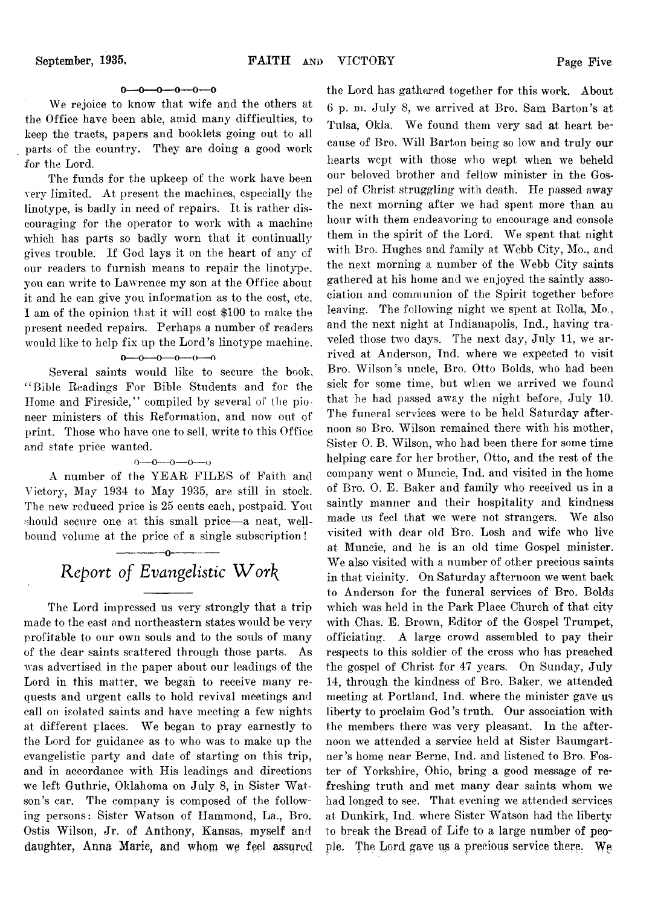0—0—0—0—0—0

We rejoice to know that wife and the others at the Office have been able, amid many difficulties, to keep the tracts, papers and booklets going out to all parts of the country. They are doing a good work for the Lord.

The funds for the upkeep of the work have been very limited. At present the machines, especially the linotype, is badly in need of repairs. It is rather discouraging for the operator to work with a machine which has parts so badly worn that it continually gives trouble. If God lays it on the heart of any of our readers to furnish means to repair the linotype, you can write to Lawrence my son at the Office about it and he can give you information as to the cost, etc. I am of the opinion that it will cost $100 to make the present needed repairs. Perhaps a number of readers would like to help fix up the Lord's linotype machine.

0—0—0—0—0—0

Several saints would like to secure the book, "Bible Readings For Bible Students and for the Home and Fireside," compiled by several of the pioneer ministers of this Reformation, and now out of print. Those who have one to sell, write to this Office and state price wanted.

0—0—0—0—0

A number of the YEAR FILES of Faith and Victory, May 1934 to May 1935, are still in stock. The new reduced price is 25 cents each, postpaid. You should secure one at this small price—a neat, well-bound volume at the price of a single subscription!

---

## *Report of Evangelistic Work*

The Lord impressed us very strongly that a trip made to the east and northeastern states would be very profitable to our own souls and to the souls of many of the dear saints scattered through those parts. As was advertised in the paper about our leadings of the Lord in this matter, we began to receive many requests and urgent calls to hold revival meetings and call on isolated saints and have meeting a few nights at different places. We began to pray earnestly to the Lord for guidance as to who was to make up the evangelistic party and date of starting on this trip, and in accordance with His leadings and directions we left Guthrie, Oklahoma on July 8, in Sister Watson's car. The company is composed of the following persons: Sister Watson of Hammond, La., Bro. Ostis Wilson, Jr. of Anthony, Kansas, myself and daughter, Anna Marie, and whom we feel assured the Lord has gathered together for this work. About 6 p. m. July 8, we arrived at Bro. Sam Barton's at Tulsa, Okla. We found them very sad at heart because of Bro. Will Barton being so low and truly our hearts wept with those who wept when we beheld our beloved brother and fellow minister in the Gospel of Christ struggling with death. He passed away the next morning after we had spent more than an hour with them endeavoring to encourage and console them in the spirit of the Lord. We spent that night with Bro. Hughes and family at Webb City, Mo., and the next morning a number of the Webb City saints gathered at his home and we enjoyed the saintly association and communion of the Spirit together before leaving. The following night we spent at Rolla, Mo., and the next night at Indianapolis, Ind., having traveled those two days. The next day, July 11, we arrived at Anderson, Ind. where we expected to visit Bro. Wilson's uncle, Bro. Otto Bolds, who had been sick for some time, but when we arrived we found that he had passed away the night before, July 10. The funeral services were to be held Saturday afternoon so Bro. Wilson remained there with his mother, Sister O. B. Wilson, who had been there for some time helping care for her brother, Otto, and the rest of the company went o Muncie, Ind. and visited in the home of Bro. O. E. Baker and family who received us in a saintly manner and their hospitality and kindness made us feel that we were not strangers. We also visited with dear old Bro. Losh and wife who live at Muncie, and he is an old time Gospel minister. We also visited with a number of other precious saints in that vicinity. On Saturday afternoon we went back to Anderson for the funeral services of Bro. Bolds which was held in the Park Place Church of that city with Chas. E. Brown, Editor of the Gospel Trumpet, officiating. A large crowd assembled to pay their respects to this soldier of the cross who has preached the gospel of Christ for 47 years. On Sunday, July 14, through the kindness of Bro. Baker, we attended meeting at Portland, Ind. where the minister gave us liberty to proclaim God's truth. Our association with the members there was very pleasant. In the afternoon we attended a service held at Sister Baumgartner's home near Berne, Ind. and listened to Bro. Foster of Yorkshire, Ohio, bring a good message of refreshing truth and met many dear saints whom we had longed to see. That evening we attended services at Dunkirk, Ind. where Sister Watson had the liberty to break the Bread of Life to a large number of people. The Lord gave us a precious service there. We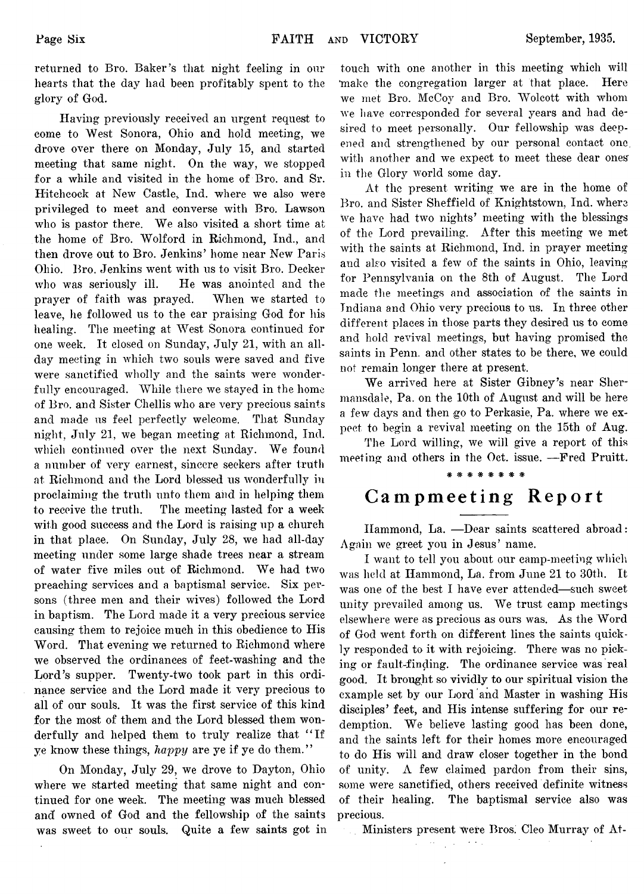returned to Bro. Baker's that night feeling in our hearts that the day had been profitably spent to the glory of God.

Having previously received an urgent request to come to West Sonora, Ohio and hold meeting, we drove over there on Monday, July 15, and started meeting that same night. On the way, we stopped for a while and visited in the home of Bro. and Sr. Hitchcock at New Castle, Ind. where we also were privileged to meet and converse with Bro. Lawson who is pastor there. We also visited a short time at the home of Bro. Wolford in Richmond, Ind., and then drove out to Bro. Jenkins' home near New Paris Ohio. Bro. Jenkins went with us to visit Bro. Decker who was seriously ill. He was anointed and the prayer of faith was prayed. When we started to leave, he followed us to the car praising God for his healing. The meeting at West Sonora continued for one week. It closed on Sunday, July 21, with an all-day meeting in which two souls were saved and five were sanctified wholly and the saints were wonderfully encouraged. While there we stayed in the home of Bro. and Sister Chellis who are very precious saints and made us feel perfectly welcome. That Sunday night, July 21, we began meeting at Richmond, Ind. which continued over the next Sunday. We found a number of very earnest, sincere seekers after truth at Richmond and the Lord blessed us wonderfully in proclaiming the truth unto them and in helping them to receive the truth. The meeting lasted for a week with good success and the Lord is raising up a church in that place. On Sunday, July 28, we had all-day meeting under some large shade trees near a stream of water five miles out of Richmond. We had two preaching services and a baptismal service. Six persons (three men and their wives) followed the Lord in baptism. The Lord made it a very precious service causing them to rejoice much in this obedience to His Word. That evening we returned to Richmond where we observed the ordinances of feet-washing and the Lord's supper. Twenty-two took part in this ordinance service and the Lord made it very precious to all of our souls. It was the first service of this kind for the most of them and the Lord blessed them wonderfully and helped them to truly realize that "If ye know these things, *happy* are ye if ye do them."

On Monday, July 29, we drove to Dayton, Ohio where we started meeting that same night and continued for one week. The meeting was much blessed and owned of God and the fellowship of the saints was sweet to our souls. Quite a few saints got in touch with one another in this meeting which will make the congregation larger at that place. Here we met Bro. McCoy and Bro. Wolcott with whom we have corresponded for several years and had desired to meet personally. Our fellowship was deepened and strengthened by our personal contact one with another and we expect to meet these dear ones in the Glory world some day.

At the present writing we are in the home of Bro. and Sister Sheffield of Knightstown, Ind. where we have had two nights' meeting with the blessings of the Lord prevailing. After this meeting we met with the saints at Richmond, Ind. in prayer meeting and also visited a few of the saints in Ohio, leaving for Pennsylvania on the 8th of August. The Lord made the meetings and association of the saints in Indiana and Ohio very precious to us. In three other different places in those parts they desired us to come and hold revival meetings, but having promised the saints in Penn. and other states to be there, we could not remain longer there at present.

We arrived here at Sister Gibney's near Shermansdale, Pa. on the 10th of August and will be here a few days and then go to Perkasie, Pa. where we expect to begin a revival meeting on the 15th of Aug.

The Lord willing, we will give a report of this meeting and others in the Oct. issue. —Fred Pruitt.

\* \* \* \* \* \* \* \*

## Campmeeting Report

Hammond, La. —Dear saints scattered abroad: Again we greet you in Jesus' name.

I want to tell you about our camp-meeting which was held at Hammond, La. from June 21 to 30th. It was one of the best I have ever attended—such sweet unity prevailed among us. We trust camp meetings elsewhere were as precious as ours was. As the Word of God went forth on different lines the saints quickly responded to it with rejoicing. There was no picking or fault-finding. The ordinance service was real good. It brought so vividly to our spiritual vision the example set by our Lord and Master in washing His disciples' feet, and His intense suffering for our redemption. We believe lasting good has been done, and the saints left for their homes more encouraged to do His will and draw closer together in the bond of unity. A few claimed pardon from their sins, some were sanctified, others received definite witness of their healing. The baptismal service also was precious.

Ministers present were Bros. Cleo Murray of At-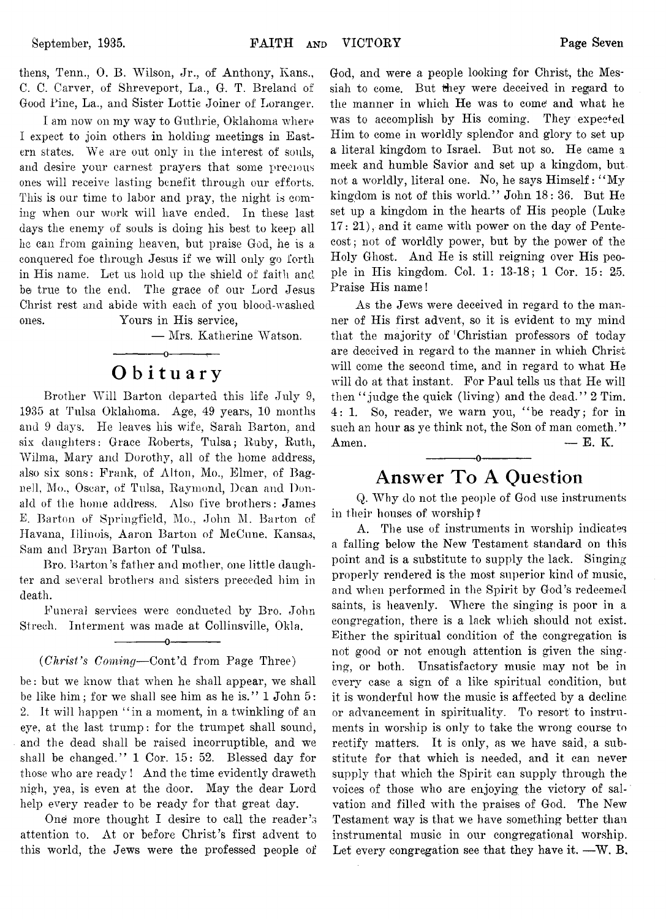thens, Tenn., O. B. Wilson, Jr., of Anthony, Kans., C. C. Carver, of Shreveport, La., G. T. Breland of Good Pine, La., and Sister Lottie Joiner of Loranger.

I am now on my way to Guthrie, Oklahoma where I expect to join others in holding meetings in Eastern states. We are out only in the interest of souls, and desire your earnest prayers that some precious ones will receive lasting benefit through our efforts. This is our time to labor and pray, the night is coming when our work will have ended. In these last days the enemy of souls is doing his best to keep all he can from gaining heaven, but praise God, he is a conquered foe through Jesus if we will only go forth in His name. Let us hold up the shield of faith and be true to the end. The grace of our Lord Jesus Christ rest and abide with each of you blood-washed ones. Yours in His service,

— Mrs. Katherine Watson.

## Obituary

Brother Will Barton departed this life July 9, 1935 at Tulsa Oklahoma. Age, 49 years, 10 months and 9 days. He leaves his wife, Sarah Barton, and six daughters: Grace Roberts, Tulsa; Ruby, Ruth, Wilma, Mary and Dorothy, all of the home address, also six sons: Frank, of Alton, Mo., Elmer, of Bagnell, Mo., Oscar, of Tulsa, Raymond, Dean and Donald of the home address. Also five brothers: James E. Barton of Springfield, Mo., John M. Barton of Havana, Illinois, Aaron Barton of McCune. Kansas, Sam and Bryan Barton of Tulsa.

Bro. Barton's father and mother, one little daughter and several brothers and sisters preceded him in death.

Funeral services were conducted by Bro. John Strech. Interment was made at Collinsville, Okla.

(*Christ's Coming*—Cont'd from Page Three)

be: but we know that when he shall appear, we shall be like him; for we shall see him as he is." 1 John 5: 2. It will happen "in a moment, in a twinkling of an eye, at the last trump: for the trumpet shall sound, and the dead shall be raised incorruptible, and we shall be changed." 1 Cor. 15: 52. Blessed day for those who are ready! And the time evidently draweth nigh, yea, is even at the door. May the dear Lord help every reader to be ready for that great day.

One more thought I desire to call the reader's attention to. At or before Christ's first advent to this world, the Jews were the professed people of God, and were a people looking for Christ, the Messiah to come. But they were deceived in regard to the manner in which He was to come and what he was to accomplish by His coming. They expected Him to come in worldly splendor and glory to set up a literal kingdom to Israel. But not so. He came a meek and humble Savior and set up a kingdom, but not a worldly, literal one. No, he says Himself: "My kingdom is not of this world." John 18: 36. But He set up a kingdom in the hearts of His people (Luke 17: 21), and it came with power on the day of Pentecost; not of worldly power, but by the power of the Holy Ghost. And He is still reigning over His people in His kingdom. Col. 1: 13-18; 1 Cor. 15: 25. Praise His name!

As the Jews were deceived in regard to the manner of His first advent, so it is evident to my mind that the majority of Christian professors of today are deceived in regard to the manner in which Christ will come the second time, and in regard to what He will do at that instant. For Paul tells us that He will then "judge the quick (living) and the dead." 2 Tim. 4: 1. So, reader, we warn you, "be ready; for in such an hour as ye think not, the Son of man cometh." Amen. — E. K.

## Answer To A Question

Q. Why do not the people of God use instruments in their houses of worship?

A. The use of instruments in worship indicates a falling below the New Testament standard on this point and is a substitute to supply the lack. Singing properly rendered is the most superior kind of music, and when performed in the Spirit by God's redeemed saints, is heavenly. Where the singing is poor in a congregation, there is a lack which should not exist. Either the spiritual condition of the congregation is not good or not enough attention is given the singing, or both. Unsatisfactory music may not be in every case a sign of a like spiritual condition, but it is wonderful how the music is affected by a decline or advancement in spirituality. To resort to instruments in worship is only to take the wrong course to rectify matters. It is only, as we have said, a substitute for that which is needed, and it can never supply that which the Spirit can supply through the voices of those who are enjoying the victory of salvation and filled with the praises of God. The New Testament way is that we have something better than instrumental music in our congregational worship. Let every congregation see that they have it. —W. B.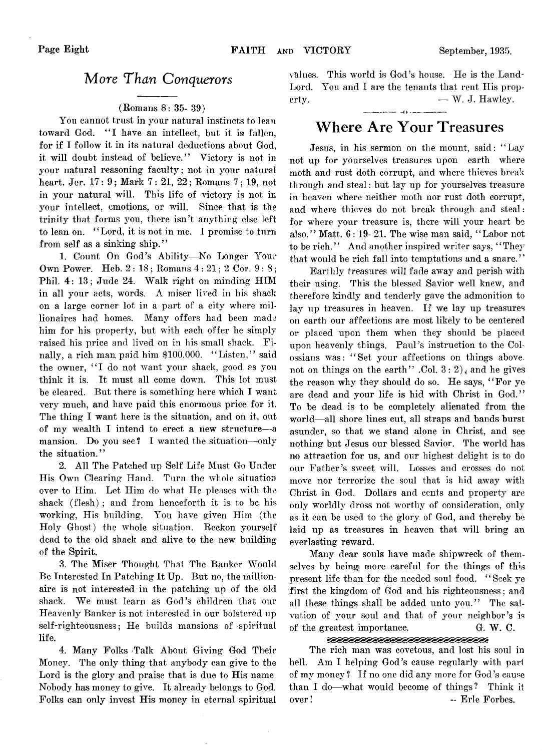## *More Than Conquerors*

(Romans 8: 35- 39)

You cannot trust in your natural instincts to lean toward God. "I have an intellect, but it is fallen, for if I follow it in its natural deductions about God, it will doubt instead of believe." Victory is not in your natural reasoning faculty; not in your natural heart. Jer. 17: 9; Mark 7: 21, 22; Romans 7; 19, not in your natural will. This life of victory is not in your intellect, emotions, or will. Since that is the trinity that forms you, there isn't anything else left to lean on. "Lord, it is not in me. I promise to turn from self as a sinking ship."

1. Count On God's Ability—No Longer Your Own Power. Heb. 2: 18; Romans 4: 21; 2 Cor. 9: 8; Phil. 4: 13; Jude 24. Walk right on minding HIM in all your acts, words. A miser lived in his shack on a large corner lot in a part of a city where millionaires had homes. Many offers had been made him for his property, but with each offer he simply raised his price and lived on in his small shack. Finally, a rich man paid him $100,000. "Listen," said the owner, "I do not want your shack, good as you think it is. It must all come down. This lot must be cleared. But there is something here which I want very much, and have paid this enormous price for it. The thing I want here is the situation, and on it, out of my wealth I intend to erect a new structure—a mansion. Do you see? I wanted the situation—only the situation."

2. All The Patched up Self Life Must Go Under His Own Clearing Hand. Turn the whole situation over to Him. Let Him do what He pleases with the shack (flesh); and from henceforth it is to be his working, His building. You have given Him (the Holy Ghost) the whole situation. Reckon yourself dead to the old shack and alive to the new building of the Spirit.

3. The Miser Thought That The Banker Would Be Interested In Patching It Up. But no, the millionaire is not interested in the patching up of the old shack. We must learn as God's children that our Heavenly Banker is not interested in our bolstered up self-righteousness; He builds mansions of spiritual life.

4. Many Folks Talk About Giving God Their Money. The only thing that anybody can give to the Lord is the glory and praise that is due to His name. Nobody has money to give. It already belongs to God. Folks can only invest His money in eternal spiritual values. This world is God's house. He is the Land-Lord. You and I are the tenants that rent His property.

— W. J. Hawley.

## Where Are Your Treasures

Jesus, in his sermon on the mount, said: "Lay not up for yourselves treasures upon earth where moth and rust doth corrupt, and where thieves break through and steal: but lay up for yourselves treasure in heaven where neither moth nor rust doth corrupt, and where thieves do not break through and steal: for where your treasure is, there will your heart be also." Matt. 6: 19- 21. The wise man said, "Labor not to be rich." And another inspired writer says, "They that would be rich fall into temptations and a snare."

Earthly treasures will fade away and perish with their using. This the blessed Savior well knew, and therefore kindly and tenderly gave the admonition to lay up treasures in heaven. If we lay up treasures on earth our affections are most likely to be centered or placed upon them when they should be placed upon heavenly things. Paul's instruction to the Colossians was: "Set your affections on things above. not on things on the earth" .Col. 3: 2), and he gives the reason why they should do so. He says, "For ye are dead and your life is hid with Christ in God." To be dead is to be completely alienated from the world—all shore lines cut, all straps and bands burst asunder, so that we stand alone in Christ, and see nothing but Jesus our blessed Savior. The world has no attraction for us, and our highest delight is to do our Father's sweet will. Losses and crosses do not move nor terrorize the soul that is hid away with Christ in God. Dollars and cents and property are only worldly dross not worthy of consideration, only as it can be used to the glory of God, and thereby be laid up as treasures in heaven that will bring an everlasting reward.

Many dear souls have made shipwreck of themselves by being more careful for the things of this present life than for the needed soul food. "Seek ye first the kingdom of God and his righteousness; and all these things shall be added unto you." The salvation of your soul and that of your neighbor's is of the greatest importance.

G. W. C.

---

The rich man was covetous, and lost his soul in hell. Am I helping God's cause regularly with part of my money? If no one did any more for God's cause than I do—what would become of things? Think it over!

-- Erle Forbes.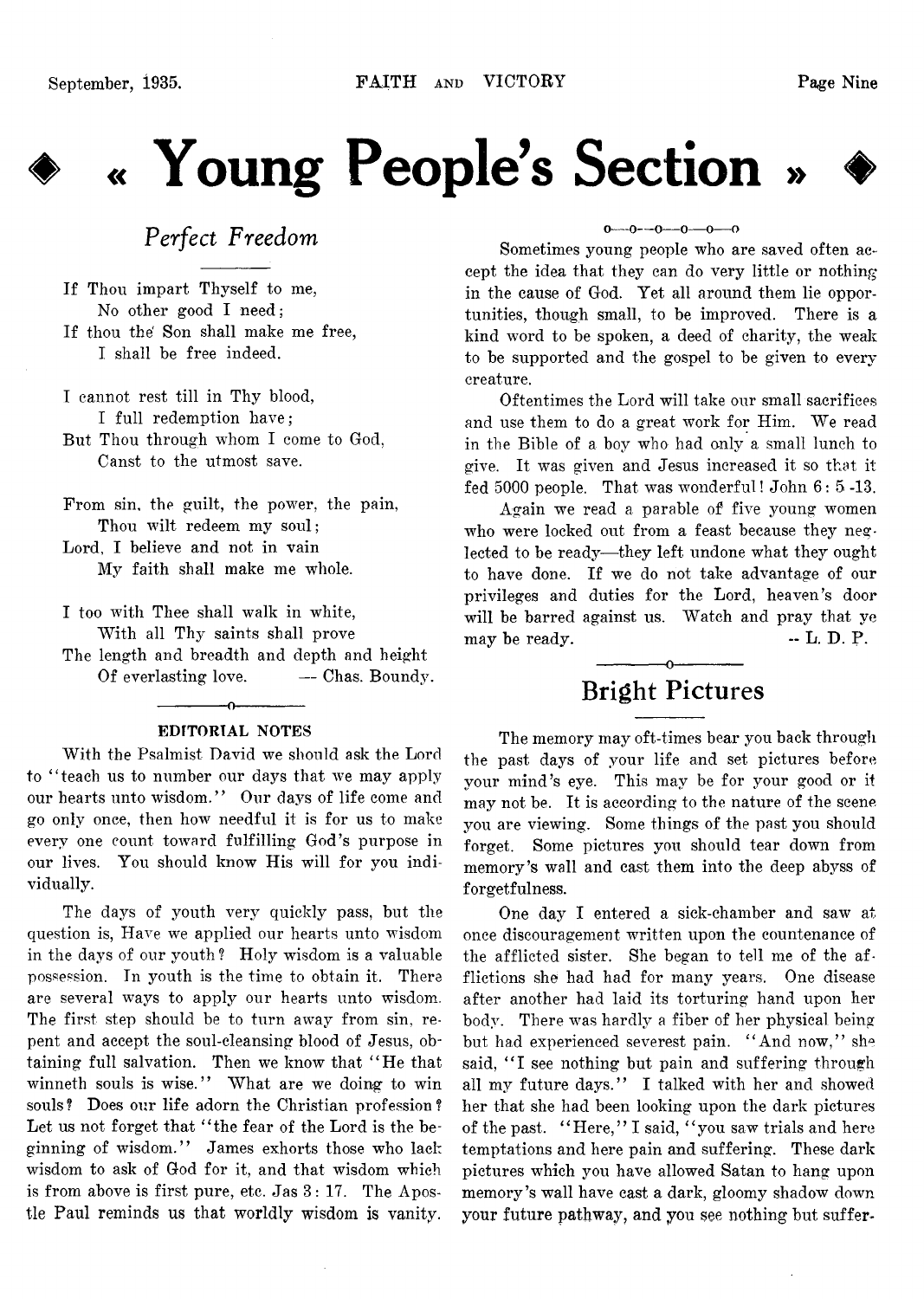# « Young People's Section »

## *Perfect Freedom*

If Thou impart Thyself to me,
No other good I need;
If thou the Son shall make me free,
I shall be free indeed.

I cannot rest till in Thy blood,
I full redemption have;
But Thou through whom I come to God,
Canst to the utmost save.

From sin, the guilt, the power, the pain,
Thou wilt redeem my soul;
Lord, I believe and not in vain
My faith shall make me whole.

I too with Thee shall walk in white,
With all Thy saints shall prove
The length and breadth and depth and height
Of everlasting love. — Chas. Boundy.

### EDITORIAL NOTES

With the Psalmist David we should ask the Lord to "teach us to number our days that we may apply our hearts unto wisdom." Our days of life come and go only once, then how needful it is for us to make every one count toward fulfilling God's purpose in our lives. You should know His will for you individually.

The days of youth very quickly pass, but the question is, Have we applied our hearts unto wisdom in the days of our youth? Holy wisdom is a valuable possession. In youth is the time to obtain it. There are several ways to apply our hearts unto wisdom. The first step should be to turn away from sin, repent and accept the soul-cleansing blood of Jesus, obtaining full salvation. Then we know that "He that winneth souls is wise." What are we doing to win souls? Does our life adorn the Christian profession? Let us not forget that "the fear of the Lord is the beginning of wisdom." James exhorts those who lack wisdom to ask of God for it, and that wisdom which is from above is first pure, etc. Jas 3: 17. The Apostle Paul reminds us that worldly wisdom is vanity.

o—o—o—o—o—o

Sometimes young people who are saved often accept the idea that they can do very little or nothing in the cause of God. Yet all around them lie opportunities, though small, to be improved. There is a kind word to be spoken, a deed of charity, the weak to be supported and the gospel to be given to every creature.

Oftentimes the Lord will take our small sacrifices and use them to do a great work for Him. We read in the Bible of a boy who had only a small lunch to give. It was given and Jesus increased it so that it fed 5000 people. That was wonderful! John 6: 5 -13.

Again we read a parable of five young women who were locked out from a feast because they neglected to be ready—they left undone what they ought to have done. If we do not take advantage of our privileges and duties for the Lord, heaven's door will be barred against us. Watch and pray that ye may be ready. -- L. D. P.

## Bright Pictures

The memory may oft-times bear you back through the past days of your life and set pictures before your mind's eye. This may be for your good or it may not be. It is according to the nature of the scene you are viewing. Some things of the past you should forget. Some pictures you should tear down from memory's wall and cast them into the deep abyss of forgetfulness.

One day I entered a sick-chamber and saw at once discouragement written upon the countenance of the afflicted sister. She began to tell me of the afflictions she had had for many years. One disease after another had laid its torturing hand upon her body. There was hardly a fiber of her physical being but had experienced severest pain. "And now," she said, "I see nothing but pain and suffering through all my future days." I talked with her and showed her that she had been looking upon the dark pictures of the past. "Here," I said, "you saw trials and here temptations and here pain and suffering. These dark pictures which you have allowed Satan to hang upon memory's wall have cast a dark, gloomy shadow down your future pathway, and you see nothing but suffer-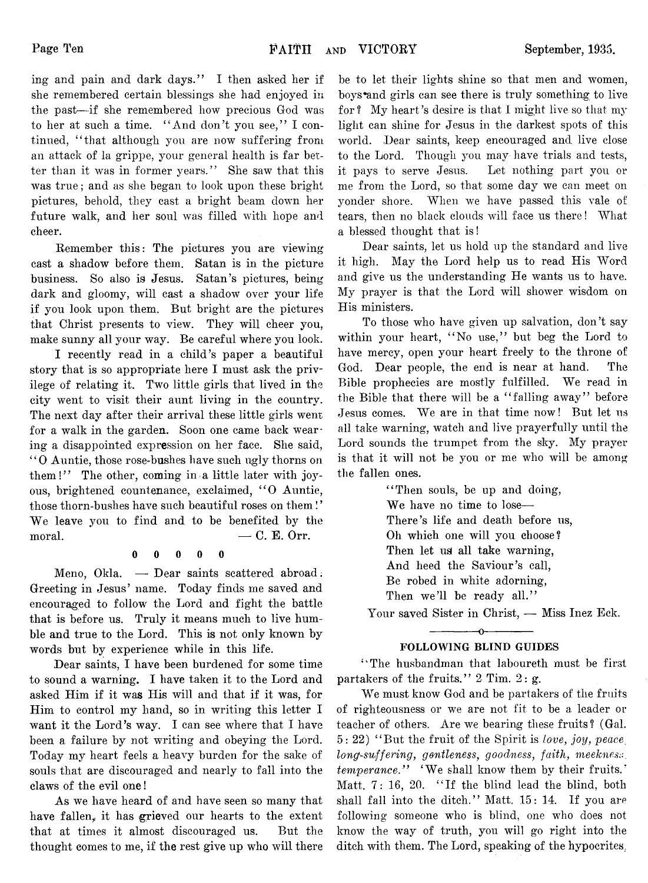ing and pain and dark days." I then asked her if she remembered certain blessings she had enjoyed in the past—if she remembered how precious God was to her at such a time. "And don't you see," I continued, "that although you are now suffering from an attack of la grippe, your general health is far better than it was in former years." She saw that this was true; and as she began to look upon these bright pictures, behold, they cast a bright beam down her future walk, and her soul was filled with hope and cheer.

Remember this: The pictures you are viewing cast a shadow before them. Satan is in the picture business. So also is Jesus. Satan's pictures, being dark and gloomy, will cast a shadow over your life if you look upon them. But bright are the pictures that Christ presents to view. They will cheer you, make sunny all your way. Be careful where you look.

I recently read in a child's paper a beautiful story that is so appropriate here I must ask the privilege of relating it. Two little girls that lived in the city went to visit their aunt living in the country. The next day after their arrival these little girls went for a walk in the garden. Soon one came back wearing a disappointed expression on her face. She said, "O Auntie, those rose-bushes have such ugly thorns on them!" The other, coming in a little later with joyous, brightened countenance, exclaimed, "O Auntie, those thorn-bushes have such beautiful roses on them!' We leave you to find and to be benefited by the moral. — C. E. Orr.

0 0 0 0 0

Meno, Okla. — Dear saints scattered abroad: Greeting in Jesus' name. Today finds me saved and encouraged to follow the Lord and fight the battle that is before us. Truly it means much to live humble and true to the Lord. This is not only known by words but by experience while in this life.

Dear saints, I have been burdened for some time to sound a warning. I have taken it to the Lord and asked Him if it was His will and that if it was, for Him to control my hand, so in writing this letter I want it the Lord's way. I can see where that I have been a failure by not writing and obeying the Lord. Today my heart feels a heavy burden for the sake of souls that are discouraged and nearly to fall into the claws of the evil one!

As we have heard of and have seen so many that have fallen, it has grieved our hearts to the extent that at times it almost discouraged us. But the thought comes to me, if the rest give up who will there be to let their lights shine so that men and women, boys and girls can see there is truly something to live for? My heart's desire is that I might live so that my light can shine for Jesus in the darkest spots of this world. Dear saints, keep encouraged and live close to the Lord. Though you may have trials and tests, it pays to serve Jesus. Let nothing part you or me from the Lord, so that some day we can meet on yonder shore. When we have passed this vale of tears, then no black clouds will face us there! What a blessed thought that is!

Dear saints, let us hold up the standard and live it high. May the Lord help us to read His Word and give us the understanding He wants us to have. My prayer is that the Lord will shower wisdom on His ministers.

To those who have given up salvation, don't say within your heart, "No use," but beg the Lord to have mercy, open your heart freely to the throne of God. Dear people, the end is near at hand. The Bible prophecies are mostly fulfilled. We read in the Bible that there will be a "falling away" before Jesus comes. We are in that time now! But let us all take warning, watch and live prayerfully until the Lord sounds the trumpet from the sky. My prayer is that it will not be you or me who will be among the fallen ones.

"Then souls, be up and doing,  
We have no time to lose—  
There's life and death before us,  
Oh which one will you choose?  
Then let us all take warning,  
And heed the Saviour's call,  
Be robed in white adorning,  
Then we'll be ready all."

Your saved Sister in Christ, — Miss Inez Eck.

## FOLLOWING BLIND GUIDES

"The husbandman that laboureth must be first partakers of the fruits." 2 Tim. 2: g.

We must know God and be partakers of the fruits of righteousness or we are not fit to be a leader or teacher of others. Are we bearing these fruits? (Gal. 5: 22) "But the fruit of the Spirit is *love, joy, peace, long-suffering, gentleness, goodness, faith, meekness, temperance.*" 'We shall know them by their fruits.' Matt. 7: 16, 20. "If the blind lead the blind, both shall fall into the ditch." Matt. 15: 14. If you are following someone who is blind, one who does not know the way of truth, you will go right into the ditch with them. The Lord, speaking of the hypocrites,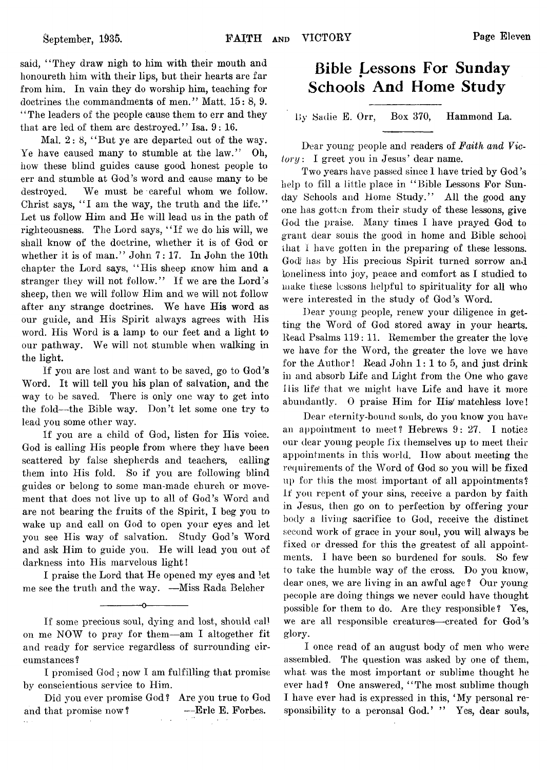said, "They draw nigh to him with their mouth and honoureth him with their lips, but their hearts are far from him. In vain they do worship him, teaching for doctrines the commandments of men." Matt. 15: 8, 9. "The leaders of the people cause them to err and they that are led of them are destroyed." Isa. 9: 16.

Mal. 2: 8, "But ye are departed out of the way. Ye have caused many to stumble at the law." Oh, how these blind guides cause good honest people to err and stumble at God's word and cause many to be destroyed. We must be careful whom we follow. Christ says, "I am the way, the truth and the life." Let us follow Him and He will lead us in the path of righteousness. The Lord says, "If we do his will, we shall know of the doctrine, whether it is of God or whether it is of man." John 7: 17. In John the 10th chapter the Lord says, "His sheep know him and a stranger they will not follow." If we are the Lord's sheep, then we will follow Him and we will not follow after any strange doctrines. We have His word as our guide, and His Spirit always agrees with His word. His Word is a lamp to our feet and a light to our pathway. We will not stumble when walking in the light.

If you are lost and want to be saved, go to God's Word. It will tell you his plan of salvation, and the way to be saved. There is only one way to get into the fold—the Bible way. Don't let some one try to lead you some other way.

If you are a child of God, listen for His voice. God is calling His people from where they have been scattered by false shepherds and teachers, calling them into His fold. So if you are following blind guides or belong to some man-made church or movement that does not live up to all of God's Word and are not bearing the fruits of the Spirit, I beg you to wake up and call on God to open your eyes and let you see His way of salvation. Study God's Word and ask Him to guide you. He will lead you out of darkness into His marvelous light!

I praise the Lord that He opened my eyes and let me see the truth and the way. —Miss Rada Belcher

---

If some precious soul, dying and lost, should call on me NOW to pray for them—am I altogether fit and ready for service regardless of surrounding circumstances?

I promised God; now I am fulfilling that promise by conscientious service to Him.

Did you ever promise God? Are you true to God and that promise now? —Erle E. Forbes.

# Bible Lessons For Sunday Schools And Home Study

By Sadie E. Orr, Box 370, Hammond La.

---

Dear young people and readers of *Faith and Victory*: I greet you in Jesus' dear name.

Two years have passed since I have tried by God's help to fill a little place in "Bible Lessons For Sunday Schools and Home Study." All the good any one has gotten from their study of these lessons, give God the praise. Many times I have prayed God to grant dear souls the good in home and Bible school that I have gotten in the preparing of these lessons. God has by His precious Spirit turned sorrow and loneliness into joy, peace and comfort as I studied to make these lessons helpful to spirituality for all who were interested in the study of God's Word.

Dear young people, renew your diligence in getting the Word of God stored away in your hearts. Read Psalms 119: 11. Remember the greater the love we have for the Word, the greater the love we have for the Author! Read John 1: 1 to 5, and just drink in and absorb Life and Light from the One who gave His life that we might have Life and have it more abundantly. O praise Him for His matchless love!

Dear eternity-bound souls, do you know you have an appointment to meet? Hebrews 9: 27. I notice our dear young people fix themselves up to meet their appointments in this world. How about meeting the requirements of the Word of God so you will be fixed up for this the most important of all appointments? If you repent of your sins, receive a pardon by faith in Jesus, then go on to perfection by offering your body a living sacrifice to God, receive the distinct second work of grace in your soul, you will always be fixed or dressed for this the greatest of all appointments. I have been so burdened for souls. So few to take the humble way of the cross. Do you know, dear ones, we are living in an awful age? Our young pecople are doing things we never could have thought possible for them to do. Are they responsible? Yes, we are all responsible creatures—created for God's glory.

I once read of an august body of men who were assembled. The question was asked by one of them, what was the most important or sublime thought he ever had? One answered, "The most sublime though I have ever had is expressed in this, 'My personal responsibility to a peronsal God.' " Yes, dear souls,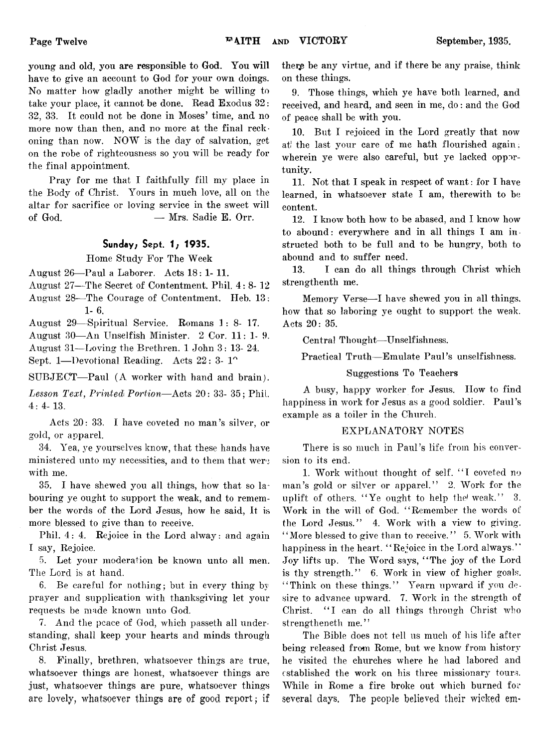young and old, you are responsible to God. You will have to give an account to God for your own doings. No matter how gladly another might be willing to take your place, it cannot be done. Read Exodus 32: 32, 33. It could not be done in Moses' time, and no more now than then, and no more at the final reckoning than now. NOW is the day of salvation, get on the robe of righteousness so you will be ready for the final appointment.

Pray for me that I faithfully fill my place in the Body of Christ. Yours in much love, all on the altar for sacrifice or loving service in the sweet will of God. — Mrs. Sadie E. Orr.

## Sunday, Sept. 1, 1935.

Home Study For The Week

August 26—Paul a Laborer. Acts 18: 1- 11.
August 27—The Secret of Contentment. Phil. 4: 8- 12
August 28—The Courage of Contentment. Heb. 13: 1- 6.
August 29—Spiritual Service. Romans 1: 8- 17.
August 30—An Unselfish Minister. 2 Cor. 11: 1- 9.
August 31—Loving the Brethren. 1 John 3: 13- 24.
Sept. 1—Devotional Reading. Acts 22: 3- 1^

SUBJECT—Paul (A worker with hand and brain).

*Lesson Text, Printed Portion*—Acts 20: 33- 35; Phil. 4: 4- 13.

Acts 20: 33. I have coveted no man's silver, or gold, or apparel.

34. Yea, ye yourselves know, that these hands have ministered unto my necessities, and to them that were with me.

35. I have shewed you all things, how that so labouring ye ought to support the weak, and to remember the words of the Lord Jesus, how he said, It is more blessed to give than to receive.

Phil. 4: 4. Rejoice in the Lord alway: and again I say, Rejoice.

5. Let your moderation be known unto all men. The Lord is at hand.

6. Be careful for nothing; but in every thing by prayer and supplication with thanksgiving let your requests be made known unto God.

7. And the peace of God, which passeth all understanding, shall keep your hearts and minds through Christ Jesus.

8. Finally, brethren, whatsoever things are true, whatsoever things are honest, whatsoever things are just, whatsoever things are pure, whatsoever things are lovely, whatsoever things are of good report; if there be any virtue, and if there be any praise, think on these things.

9. Those things, which ye have both learned, and received, and heard, and seen in me, do: and the God of peace shall be with you.

10. But I rejoiced in the Lord greatly that now at the last your care of me hath flourished again; wherein ye were also careful, but ye lacked opportunity.

11. Not that I speak in respect of want: for I have learned, in whatsoever state I am, therewith to be content.

12. I know both how to be abased, and I know how to abound: everywhere and in all things I am instructed both to be full and to be hungry, both to abound and to suffer need.

13. I can do all things through Christ which strengthenth me.

Memory Verse—I have shewed you in all things, how that so laboring ye ought to support the weak. Acts 20: 35.

Central Thought—Unselfishness.

Practical Truth—Emulate Paul's unselfishness.

### Suggestions To Teachers

A busy, happy worker for Jesus. How to find happiness in work for Jesus as a good soldier. Paul's example as a toiler in the Church.

### EXPLANATORY NOTES

There is so much in Paul's life from his conversion to its end.

1. Work without thought of self. "I coveted no man's gold or silver or apparel." 2. Work for the uplift of others. "Ye ought to help the weak." 3. Work in the will of God. "Remember the words of the Lord Jesus." 4. Work with a view to giving. "More blessed to give than to receive." 5. Work with happiness in the heart. "Rejoice in the Lord always." Joy lifts up. The Word says, "The joy of the Lord is thy strength." 6. Work in view of higher goals. "Think on these things." Yearn upward if you desire to advance upward. 7. Work in the strength of Christ. "I can do all things through Christ who strengtheneth me."

The Bible does not tell us much of his life after being released from Rome, but we know from history he visited the churches where he had labored and established the work on his three missionary tours. While in Rome a fire broke out which burned for several days. The people believed their wicked em-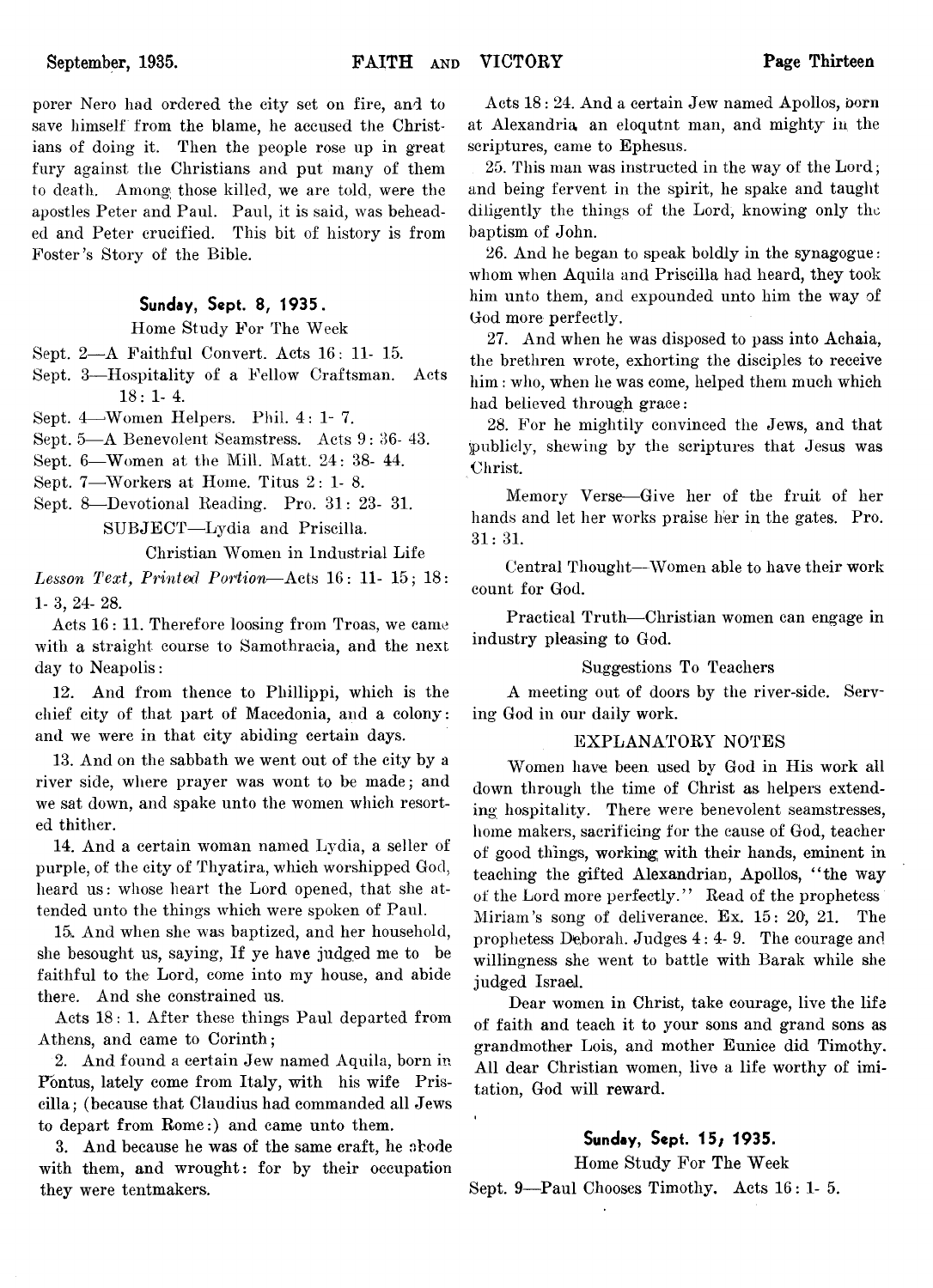porer Nero had ordered the city set on fire, and to save himself from the blame, he accused the Christians of doing it. Then the people rose up in great fury against the Christians and put many of them to death. Among those killed, we are told, were the apostles Peter and Paul. Paul, it is said, was beheaded and Peter crucified. This bit of history is from Foster's Story of the Bible.

### Sunday, Sept. 8, 1935.

Home Study For The Week

Sept. 2—A Faithful Convert. Acts 16: 11- 15.
Sept. 3—Hospitality of a Fellow Craftsman. Acts 18: 1- 4.
Sept. 4—Women Helpers. Phil. 4: 1- 7.
Sept. 5—A Benevolent Seamstress. Acts 9: 36- 43.
Sept. 6—Women at the Mill. Matt. 24: 38- 44.
Sept. 7—Workers at Home. Titus 2: 1- 8.
Sept. 8—Devotional Reading. Pro. 31: 23- 31.

SUBJECT—Lydia and Priscilla.

Christian Women in Industrial Life

*Lesson Text, Printed Portion*—Acts 16: 11- 15; 18: 1- 3, 24- 28.

Acts 16: 11. Therefore loosing from Troas, we came with a straight course to Samothracia, and the next day to Neapolis:

12. And from thence to Phillippi, which is the chief city of that part of Macedonia, and a colony: and we were in that city abiding certain days.

13. And on the sabbath we went out of the city by a river side, where prayer was wont to be made; and we sat down, and spake unto the women which resorted thither.

14. And a certain woman named Lydia, a seller of purple, of the city of Thyatira, which worshipped God, heard us: whose heart the Lord opened, that she attended unto the things which were spoken of Paul.

15. And when she was baptized, and her household, she besought us, saying, If ye have judged me to be faithful to the Lord, come into my house, and abide there. And she constrained us.

Acts 18: 1. After these things Paul departed from Athens, and came to Corinth;

2. And found a certain Jew named Aquila, born in Pontus, lately come from Italy, with his wife Priscilla; (because that Claudius had commanded all Jews to depart from Rome:) and came unto them.

3. And because he was of the same craft, he abode with them, and wrought: for by their occupation they were tentmakers.

Acts 18: 24. And a certain Jew named Apollos, born at Alexandria, an eloqutnt man, and mighty in the scriptures, came to Ephesus.

25. This man was instructed in the way of the Lord; and being fervent in the spirit, he spake and taught diligently the things of the Lord, knowing only the baptism of John.

26. And he began to speak boldly in the synagogue: whom when Aquila and Priscilla had heard, they took him unto them, and expounded unto him the way of God more perfectly.

27. And when he was disposed to pass into Achaia, the brethren wrote, exhorting the disciples to receive him: who, when he was come, helped them much which had believed through grace:

28. For he mightily convinced the Jews, and that publicly, shewing by the scriptures that Jesus was Christ.

Memory Verse—Give her of the fruit of her hands and let her works praise her in the gates. Pro. 31: 31.

Central Thought—Women able to have their work count for God.

Practical Truth—Christian women can engage in industry pleasing to God.

Suggestions To Teachers

A meeting out of doors by the river-side. Serving God in our daily work.

EXPLANATORY NOTES

Women have been used by God in His work all down through the time of Christ as helpers extending hospitality. There were benevolent seamstresses, home makers, sacrificing for the cause of God, teacher of good things, working with their hands, eminent in teaching the gifted Alexandrian, Apollos, "the way of the Lord more perfectly." Read of the prophetess Miriam's song of deliverance. Ex. 15: 20, 21. The prophetess Deborah. Judges 4: 4- 9. The courage and willingness she went to battle with Barak while she judged Israel.

Dear women in Christ, take courage, live the life of faith and teach it to your sons and grand sons as grandmother Lois, and mother Eunice did Timothy. All dear Christian women, live a life worthy of imitation, God will reward.

### Sunday, Sept. 15, 1935.

Home Study For The Week

Sept. 9—Paul Chooses Timothy. Acts 16: 1- 5.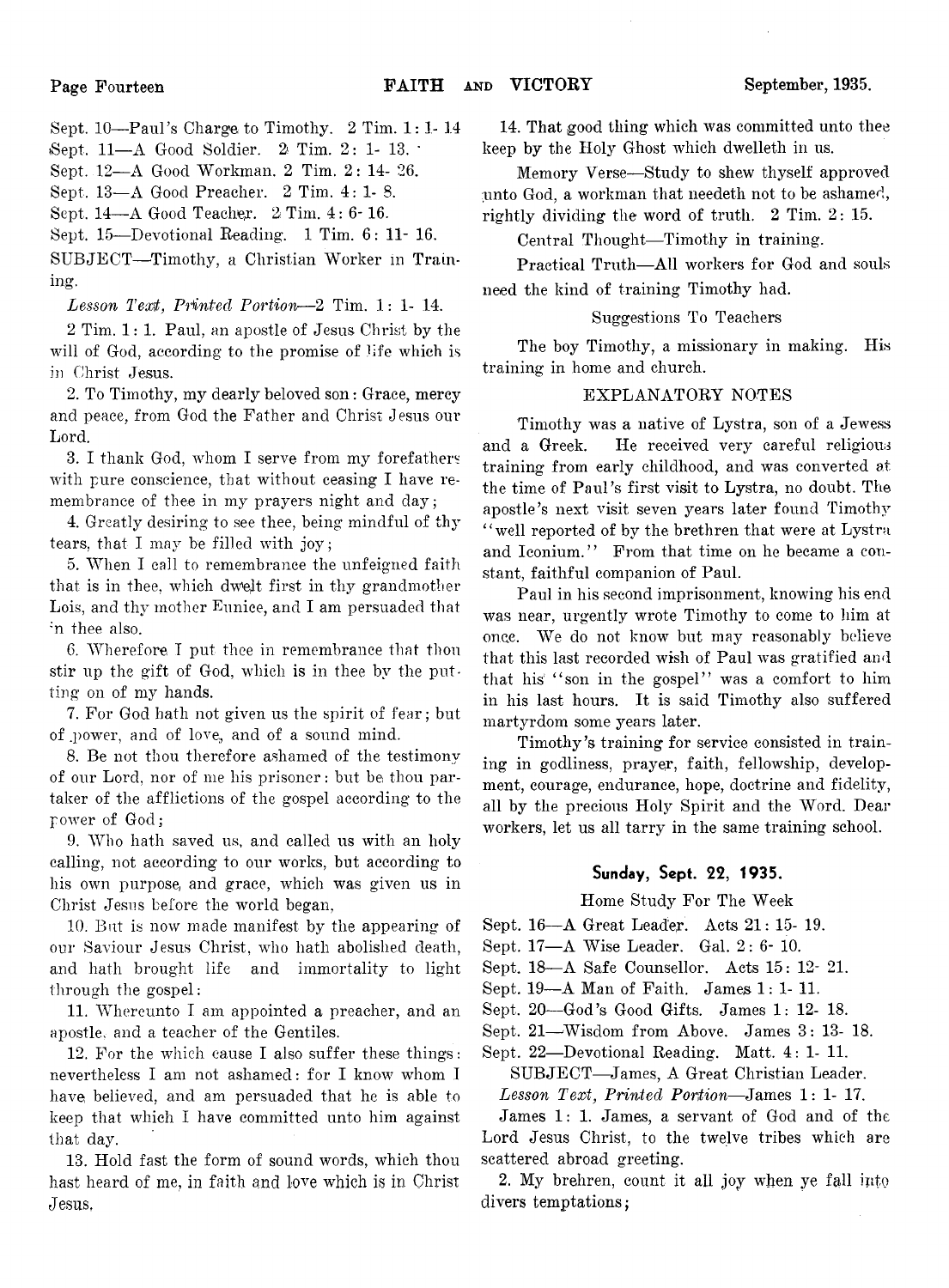Sept. 10—Paul's Charge to Timothy. 2 Tim. 1: 1- 14
Sept. 11—A Good Soldier. 2 Tim. 2: 1- 13.
Sept. 12—A Good Workman. 2 Tim. 2: 14- 26.
Sept. 13—A Good Preacher. 2 Tim. 4: 1- 8.
Sept. 14—A Good Teacher. 2 Tim. 4: 6- 16.
Sept. 15—Devotional Reading. 1 Tim. 6: 11- 16.

SUBJECT—Timothy, a Christian Worker in Training.

*Lesson Text, Printed Portion*—2 Tim. 1: 1- 14.

2 Tim. 1: 1. Paul, an apostle of Jesus Christ by the will of God, according to the promise of life which is in Christ Jesus.

2. To Timothy, my dearly beloved son: Grace, mercy and peace, from God the Father and Christ Jesus our Lord.

3. I thank God, whom I serve from my forefathers with pure conscience, that without ceasing I have remembrance of thee in my prayers night and day;

4. Greatly desiring to see thee, being mindful of thy tears, that I may be filled with joy;

5. When I call to remembrance the unfeigned faith that is in thee, which dwelt first in thy grandmother Lois, and thy mother Eunice, and I am persuaded that in thee also.

6. Wherefore I put thee in remembrance that thou stir up the gift of God, which is in thee by the putting on of my hands.

7. For God hath not given us the spirit of fear; but of power, and of love, and of a sound mind.

8. Be not thou therefore ashamed of the testimony of our Lord, nor of me his prisoner: but be thou partaker of the afflictions of the gospel according to the power of God;

9. Who hath saved us, and called us with an holy calling, not according to our works, but according to his own purpose, and grace, which was given us in Christ Jesus before the world began,

10. But is now made manifest by the appearing of our Saviour Jesus Christ, who hath abolished death, and hath brought life and immortality to light through the gospel:

11. Whereunto I am appointed a preacher, and an apostle, and a teacher of the Gentiles.

12. For the which cause I also suffer these things: nevertheless I am not ashamed: for I know whom I have believed, and am persuaded that he is able to keep that which I have committed unto him against that day.

13. Hold fast the form of sound words, which thou hast heard of me, in faith and love which is in Christ Jesus.

14. That good thing which was committed unto thee keep by the Holy Ghost which dwelleth in us.

Memory Verse—Study to shew thyself approved unto God, a workman that needeth not to be ashamed, rightly dividing the word of truth. 2 Tim. 2: 15.

Central Thought—Timothy in training.

Practical Truth—All workers for God and souls need the kind of training Timothy had.

Suggestions To Teachers

The boy Timothy, a missionary in making. His training in home and church.

EXPLANATORY NOTES

Timothy was a native of Lystra, son of a Jewess and a Greek. He received very careful religious training from early childhood, and was converted at the time of Paul's first visit to Lystra, no doubt. The apostle's next visit seven years later found Timothy "well reported of by the brethren that were at Lystra and Iconium." From that time on he became a constant, faithful companion of Paul.

Paul in his second imprisonment, knowing his end was near, urgently wrote Timothy to come to him at once. We do not know but may reasonably believe that this last recorded wish of Paul was gratified and that his "son in the gospel" was a comfort to him in his last hours. It is said Timothy also suffered martyrdom some years later.

Timothy's training for service consisted in training in godliness, prayer, faith, fellowship, development, courage, endurance, hope, doctrine and fidelity, all by the precious Holy Spirit and the Word. Dear workers, let us all tarry in the same training school.

**Sunday, Sept. 22, 1935.**

Home Study For The Week

Sept. 16—A Great Leader. Acts 21: 15- 19.
Sept. 17—A Wise Leader. Gal. 2: 6- 10.
Sept. 18—A Safe Counsellor. Acts 15: 12- 21.
Sept. 19—A Man of Faith. James 1: 1- 11.
Sept. 20—God's Good Gifts. James 1: 12- 18.
Sept. 21—Wisdom from Above. James 3: 13- 18.
Sept. 22—Devotional Reading. Matt. 4: 1- 11.

SUBJECT—James, A Great Christian Leader.

*Lesson Text, Printed Portion*—James 1: 1- 17.

James 1: 1. James, a servant of God and of the Lord Jesus Christ, to the twelve tribes which are scattered abroad greeting.

2. My brehren, count it all joy when ye fall into divers temptations;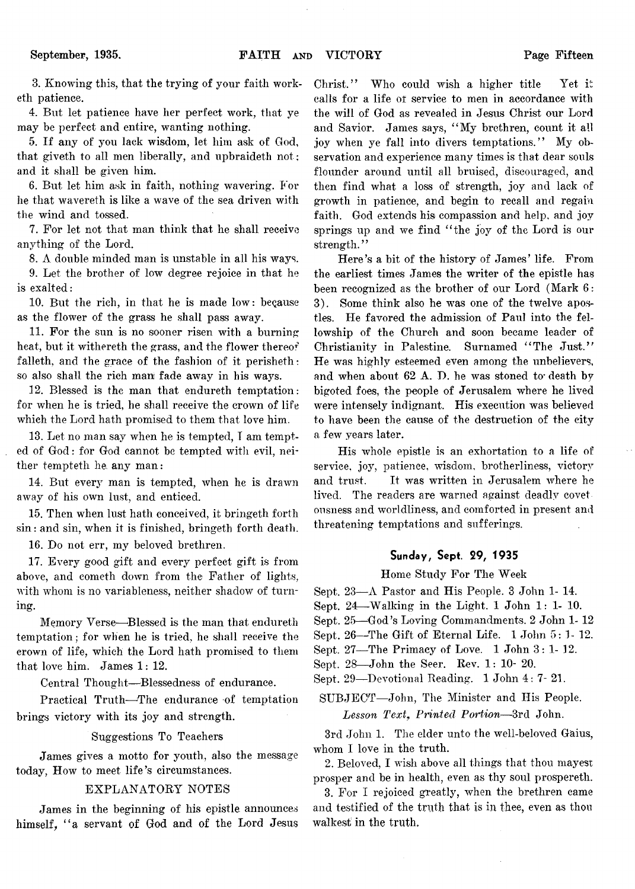3. Knowing this, that the trying of your faith worketh patience.

4. But let patience have her perfect work, that ye may be perfect and entire, wanting nothing.

5. If any of you lack wisdom, let him ask of God, that giveth to all men liberally, and upbraideth not; and it shall be given him.

6. But let him ask in faith, nothing wavering. For he that wavereth is like a wave of the sea driven with the wind and tossed.

7. For let not that man think that he shall receive anything of the Lord.

8. A double minded man is unstable in all his ways.

9. Let the brother of low degree rejoice in that he is exalted:

10. But the rich, in that he is made low: because as the flower of the grass he shall pass away.

11. For the sun is no sooner risen with a burning heat, but it withereth the grass, and the flower thereof falleth, and the grace of the fashion of it perisheth: so also shall the rich man fade away in his ways.

12. Blessed is the man that endureth temptation: for when he is tried, he shall receive the crown of life which the Lord hath promised to them that love him.

13. Let no man say when he is tempted, I am tempted of God: for God cannot be tempted with evil, neither tempteth he any man:

14. But every man is tempted, when he is drawn away of his own lust, and enticed.

15. Then when lust hath conceived, it bringeth forth sin: and sin, when it is finished, bringeth forth death.

16. Do not err, my beloved brethren.

17. Every good gift and every perfect gift is from above, and cometh down from the Father of lights, with whom is no variableness, neither shadow of turning.

Memory Verse—Blessed is the man that endureth temptation; for when he is tried, he shall receive the crown of life, which the Lord hath promised to them that love him. James 1: 12.

Central Thought—Blessedness of endurance.

Practical Truth—The endurance of temptation brings victory with its joy and strength.

### Suggestions To Teachers

James gives a motto for youth, also the message today, How to meet life's circumstances.

### EXPLANATORY NOTES

James in the beginning of his epistle announces himself, "a servant of God and of the Lord Jesus Christ." Who could wish a higher title Yet it calls for a life of service to men in accordance with the will of God as revealed in Jesus Christ our Lord and Savior. James says, "My brethren, count it all joy when ye fall into divers temptations." My observation and experience many times is that dear souls flounder around until all bruised, discouraged, and then find what a loss of strength, joy and lack of growth in patience, and begin to recall and regain faith. God extends his compassion and help, and joy springs up and we find "the joy of the Lord is our strength."

Here's a bit of the history of James' life. From the earliest times James the writer of the epistle has been recognized as the brother of our Lord (Mark 6: 3). Some think also he was one of the twelve apostles. He favored the admission of Paul into the fellowship of the Church and soon became leader of Christianity in Palestine. Surnamed "The Just." He was highly esteemed even among the unbelievers, and when about 62 A. D. he was stoned to death by bigoted foes, the people of Jerusalem where he lived were intensely indignant. His execution was believed to have been the cause of the destruction of the city a few years later.

His whole epistle is an exhortation to a life of service, joy, patience, wisdom, brotherliness, victory and trust. It was written in Jerusalem where he lived. The readers are warned against deadly covetousness and worldliness, and comforted in present and threatening temptations and sufferings.

## Sunday, Sept. 29, 1935

Home Study For The Week

Sept. 23—A Pastor and His People. 3 John 1- 14.
Sept. 24—Walking in the Light. 1 John 1: 1- 10.
Sept. 25—God's Loving Commandments. 2 John 1- 12
Sept. 26—The Gift of Eternal Life. 1 John 5: 1- 12.
Sept. 27—The Primacy of Love. 1 John 3: 1- 12.
Sept. 28—John the Seer. Rev. 1: 10- 20.
Sept. 29—Devotional Reading. 1 John 4: 7- 21.

SUBJECT—John, The Minister and His People.

*Lesson Text, Printed Portion*—3rd John.

3rd John 1. The elder unto the well-beloved Gaius, whom I love in the truth.

2. Beloved, I wish above all things that thou mayest prosper and be in health, even as thy soul prospereth.

3. For I rejoiced greatly, when the brethren came and testified of the truth that is in thee, even as thou walkest in the truth.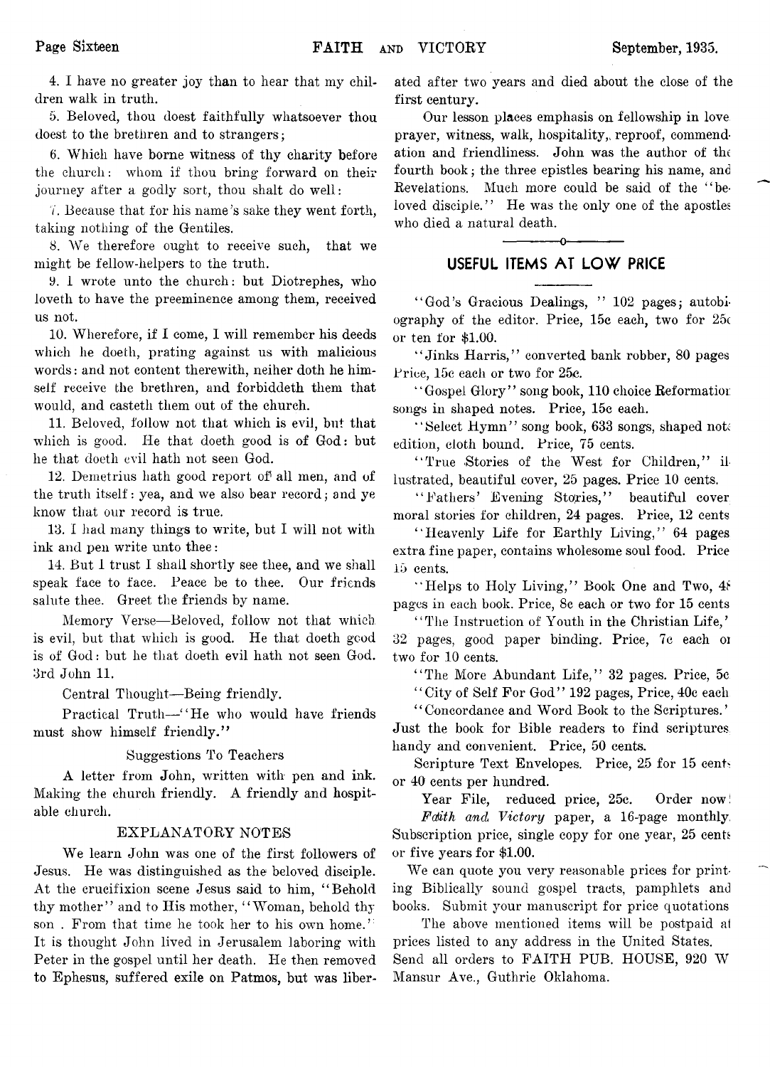4. I have no greater joy than to hear that my children walk in truth.

5. Beloved, thou doest faithfully whatsoever thou doest to the brethren and to strangers;

6. Which have borne witness of thy charity before the church: whom if thou bring forward on their journey after a godly sort, thou shalt do well:

7. Because that for his name's sake they went forth, taking nothing of the Gentiles.

8. We therefore ought to receive such, that we might be fellow-helpers to the truth.

9. I wrote unto the church: but Diotrephes, who loveth to have the preeminence among them, received us not.

10. Wherefore, if I come, I will remember his deeds which he doeth, prating against us with malicious words: and not content therewith, neiher doth he himself receive the brethren, and forbiddeth them that would, and casteth them out of the church.

11. Beloved, follow not that which is evil, but that which is good. He that doeth good is of God: but he that doeth evil hath not seen God.

12. Demetrius hath good report of all men, and of the truth itself: yea, and we also bear record; and ye know that our record is true.

13. I had many things to write, but I will not with ink and pen write unto thee:

14. But I trust I shall shortly see thee, and we shall speak face to face. Peace be to thee. Our friends salute thee. Greet the friends by name.

Memory Verse—Beloved, follow not that which is evil, but that which is good. He that doeth good is of God: but he that doeth evil hath not seen God. 3rd John 11.

Central Thought—Being friendly.

Practical Truth—"He who would have friends must show himself friendly."

Suggestions To Teachers

A letter from John, written with pen and ink. Making the church friendly. A friendly and hospitable church.

EXPLANATORY NOTES

We learn John was one of the first followers of Jesus. He was distinguished as the beloved disciple. At the crucifixion scene Jesus said to him, "Behold thy mother" and to His mother, "Woman, behold thy son . From that time he took her to his own home." It is thought John lived in Jerusalem laboring with Peter in the gospel until her death. He then removed to Ephesus, suffered exile on Patmos, but was liberated after two years and died about the close of the first century.

Our lesson places emphasis on fellowship in love prayer, witness, walk, hospitality, reproof, commendation and friendliness. John was the author of the fourth book; the three epistles bearing his name, and Revelations. Much more could be said of the "beloved disciple." He was the only one of the apostles who died a natural death.

## USEFUL ITEMS AT LOW PRICE

"God's Gracious Dealings," 102 pages; autobiography of the editor. Price, 15c each, two for 25c or ten for $1.00.

"Jinks Harris," converted bank robber, 80 pages Price, 15c each or two for 25c.

"Gospel Glory" song book, 110 choice Reformation songs in shaped notes. Price, 15c each.

"Select Hymn" song book, 633 songs, shaped note edition, cloth bound. Price, 75 cents.

"True Stories of the West for Children," illustrated, beautiful cover, 25 pages. Price 10 cents.

"Fathers' Evening Stories," beautiful cover moral stories for children, 24 pages. Price, 12 cents

"Heavenly Life for Earthly Living," 64 pages extra fine paper, contains wholesome soul food. Price 15 cents.

"Helps to Holy Living," Book One and Two, 48 pages in each book. Price, 8c each or two for 15 cents

"The Instruction of Youth in the Christian Life," 32 pages, good paper binding. Price, 7c each or two for 10 cents.

"The More Abundant Life," 32 pages. Price, 5c

"City of Self For God" 192 pages, Price, 40c each

"Concordance and Word Book to the Scriptures." Just the book for Bible readers to find scriptures handy and convenient. Price, 50 cents.

Scripture Text Envelopes. Price, 25 for 15 cents or 40 cents per hundred.

Year File, reduced price, 25c. Order now!

*Faith and Victory* paper, a 16-page monthly. Subscription price, single copy for one year, 25 cents or five years for $1.00.

We can quote you very reasonable prices for printing Biblically sound gospel tracts, pamphlets and books. Submit your manuscript for price quotations

The above mentioned items will be postpaid at prices listed to any address in the United States. Send all orders to FAITH PUB. HOUSE, 920 W Mansur Ave., Guthrie Oklahoma.